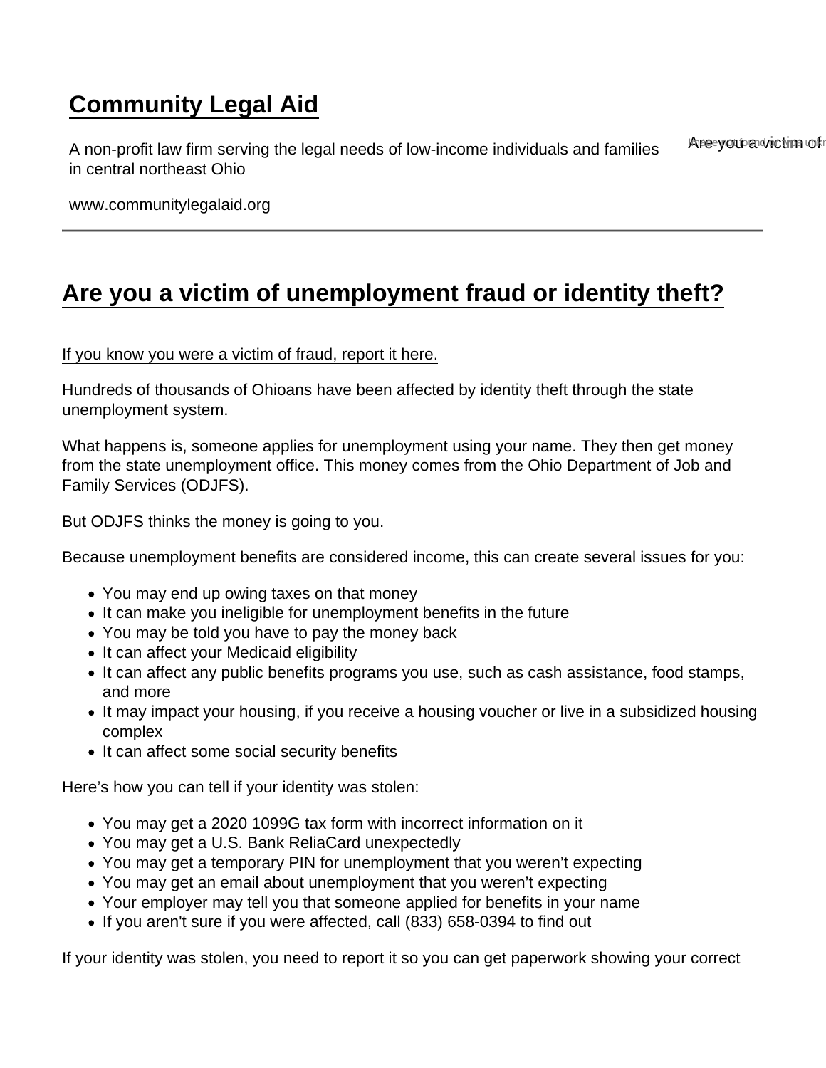# Community Legal Aid

A non-profit law firm serving the legal needs of low-income individuals and families in central northeast Ohio

www.communitylegalaid.org

---

## Are you a victim of unemployment fraud or identity theft?

If you know you were a victim of fraud, report it here.

Hundreds of thousands of Ohioans have been affected by identity theft through the state unemployment system.

What happens is, someone applies for unemployment using your name. They then get money from the state unemployment office. This money comes from the Ohio Department of Job and Family Services (ODJFS).

But ODJFS thinks the money is going to you.

Because unemployment benefits are considered income, this can create several issues for you:

- You may end up owing taxes on that money
- It can make you ineligible for unemployment benefits in the future
- You may be told you have to pay the money back
- It can affect your Medicaid eligibility
- It can affect any public benefits programs you use, such as cash assistance, food stamps, and more
- It may impact your housing, if you receive a housing voucher or live in a subsidized housing complex
- It can affect some social security benefits

Here's how you can tell if your identity was stolen:

- You may get a 2020 1099G tax form with incorrect information on it
- You may get a U.S. Bank ReliaCard unexpectedly
- You may get a temporary PIN for unemployment that you weren't expecting
- You may get an email about unemployment that you weren't expecting
- Your employer may tell you that someone applied for benefits in your name
- If you aren't sure if you were affected, call (833) 658-0394 to find out

If your identity was stolen, you need to report it so you can get paperwork showing your correct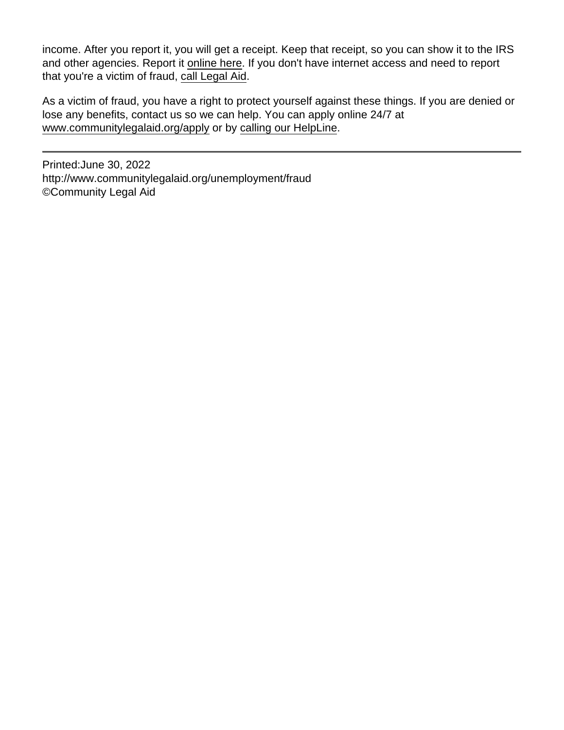income. After you report it, you will get a receipt. Keep that receipt, so you can show it to the IRS and other agencies. Report it online here. If you don't have internet access and need to report that you're a victim of fraud, call Legal Aid.

As a victim of fraud, you have a right to protect yourself against these things. If you are denied or lose any benefits, contact us so we can help. You can apply online 24/7 at www.communitylegalaid.org/apply or by calling our HelpLine.

---

Printed:June 30, 2022
http://www.communitylegalaid.org/unemployment/fraud
©Community Legal Aid